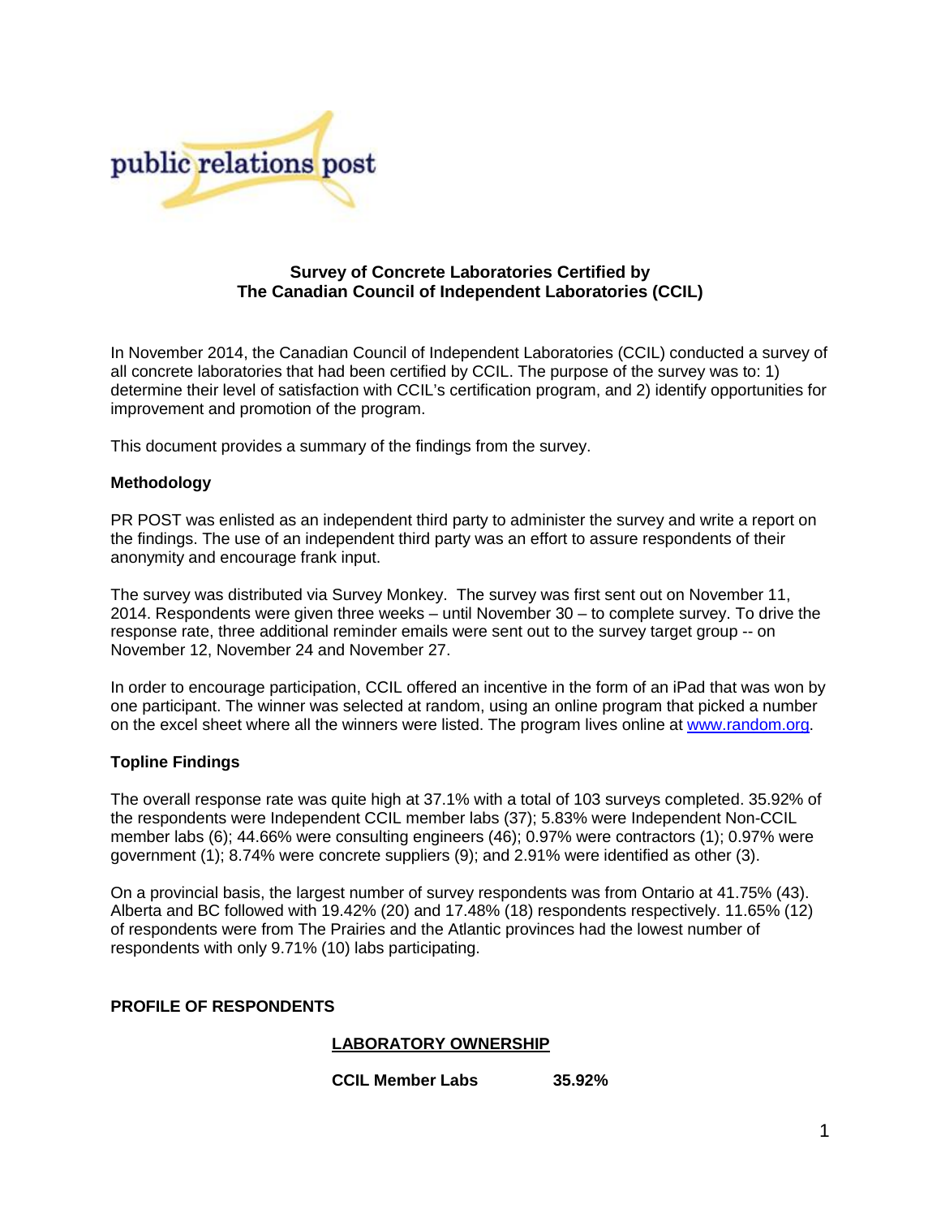public relations post

## Survey of Concrete Laboratories Certified by The Canadian Council of Independent Laboratories (CCIL)

In November 2014, the Canadian Council of Independent Laboratories (CCIL) conducted a survey of all concrete laboratories that had been certified by CCIL. The purpose of the survey was to: 1) determine their level of satisfaction with CCIL's certification program, and 2) identify opportunities for improvement and promotion of the program.

This document provides a summary of the findings from the survey.

**Methodology**

PR POST was enlisted as an independent third party to administer the survey and write a report on the findings. The use of an independent third party was an effort to assure respondents of their anonymity and encourage frank input.

The survey was distributed via Survey Monkey. The survey was first sent out on November 11, 2014. Respondents were given three weeks – until November 30 – to complete survey. To drive the response rate, three additional reminder emails were sent out to the survey target group -- on November 12, November 24 and November 27.

In order to encourage participation, CCIL offered an incentive in the form of an iPad that was won by one participant. The winner was selected at random, using an online program that picked a number on the excel sheet where all the winners were listed. The program lives online at [www.random.org](http://www.random.org).

**Topline Findings**

The overall response rate was quite high at 37.1% with a total of 103 surveys completed. 35.92% of the respondents were Independent CCIL member labs (37); 5.83% were Independent Non-CCIL member labs (6); 44.66% were consulting engineers (46); 0.97% were contractors (1); 0.97% were government (1); 8.74% were concrete suppliers (9); and 2.91% were identified as other (3).

On a provincial basis, the largest number of survey respondents was from Ontario at 41.75% (43). Alberta and BC followed with 19.42% (20) and 17.48% (18) respondents respectively. 11.65% (12) of respondents were from The Prairies and the Atlantic provinces had the lowest number of respondents with only 9.71% (10) labs participating.

**PROFILE OF RESPONDENTS**

**LABORATORY OWNERSHIP**

| | |
|---|---|
| **CCIL Member Labs** | **35.92%** |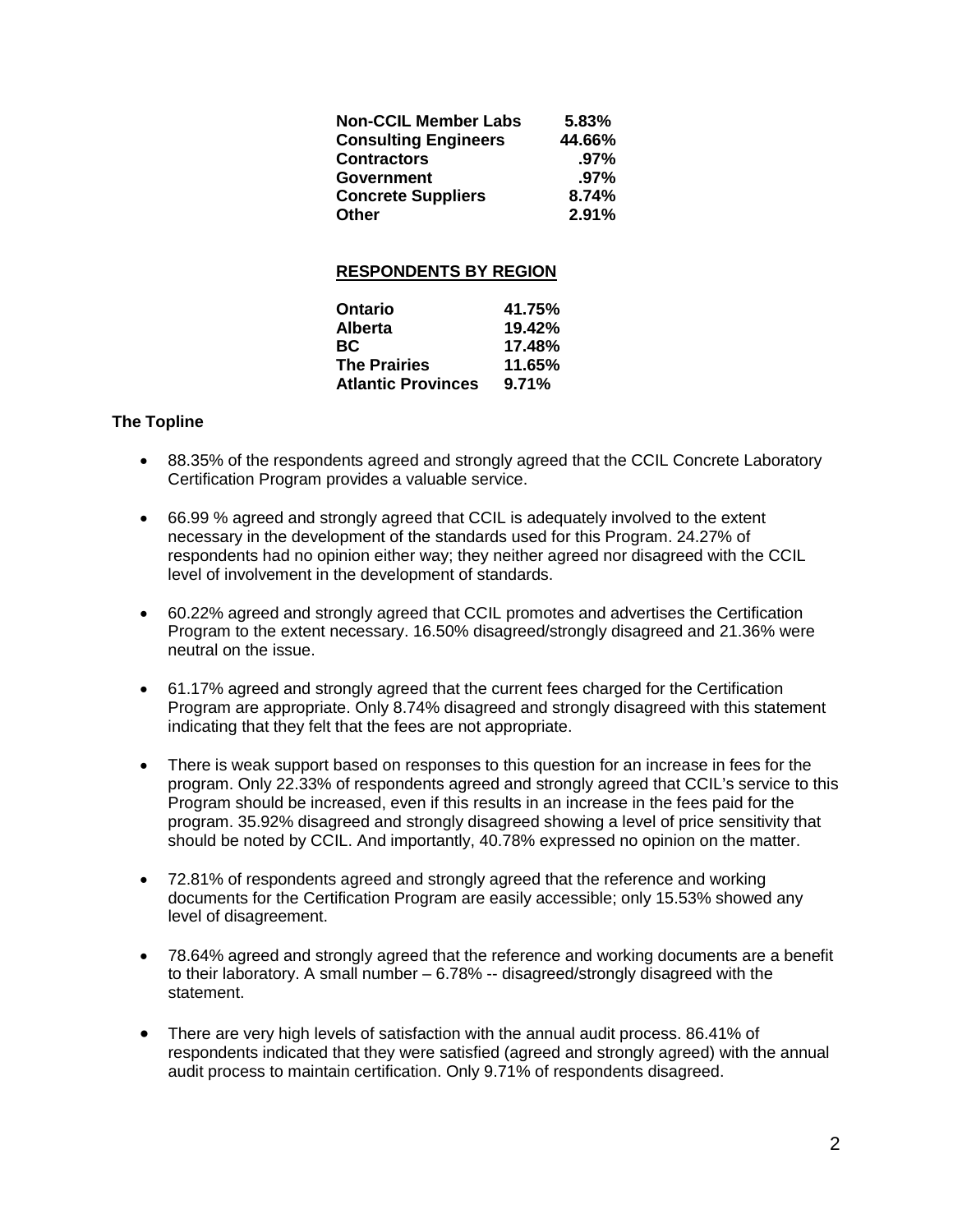| | |
|---|---|
| **Non-CCIL Member Labs** | **5.83%** |
| **Consulting Engineers** | **44.66%** |
| **Contractors** | **.97%** |
| **Government** | **.97%** |
| **Concrete Suppliers** | **8.74%** |
| **Other** | **2.91%** |

**RESPONDENTS BY REGION**

| | |
|---|---|
| **Ontario** | **41.75%** |
| **Alberta** | **19.42%** |
| **BC** | **17.48%** |
| **The Prairies** | **11.65%** |
| **Atlantic Provinces** | **9.71%** |

**The Topline**

- 88.35% of the respondents agreed and strongly agreed that the CCIL Concrete Laboratory Certification Program provides a valuable service.

- 66.99 % agreed and strongly agreed that CCIL is adequately involved to the extent necessary in the development of the standards used for this Program. 24.27% of respondents had no opinion either way; they neither agreed nor disagreed with the CCIL level of involvement in the development of standards.

- 60.22% agreed and strongly agreed that CCIL promotes and advertises the Certification Program to the extent necessary. 16.50% disagreed/strongly disagreed and 21.36% were neutral on the issue.

- 61.17% agreed and strongly agreed that the current fees charged for the Certification Program are appropriate. Only 8.74% disagreed and strongly disagreed with this statement indicating that they felt that the fees are not appropriate.

- There is weak support based on responses to this question for an increase in fees for the program. Only 22.33% of respondents agreed and strongly agreed that CCIL's service to this Program should be increased, even if this results in an increase in the fees paid for the program. 35.92% disagreed and strongly disagreed showing a level of price sensitivity that should be noted by CCIL. And importantly, 40.78% expressed no opinion on the matter.

- 72.81% of respondents agreed and strongly agreed that the reference and working documents for the Certification Program are easily accessible; only 15.53% showed any level of disagreement.

- 78.64% agreed and strongly agreed that the reference and working documents are a benefit to their laboratory. A small number – 6.78% -- disagreed/strongly disagreed with the statement.

- There are very high levels of satisfaction with the annual audit process. 86.41% of respondents indicated that they were satisfied (agreed and strongly agreed) with the annual audit process to maintain certification. Only 9.71% of respondents disagreed.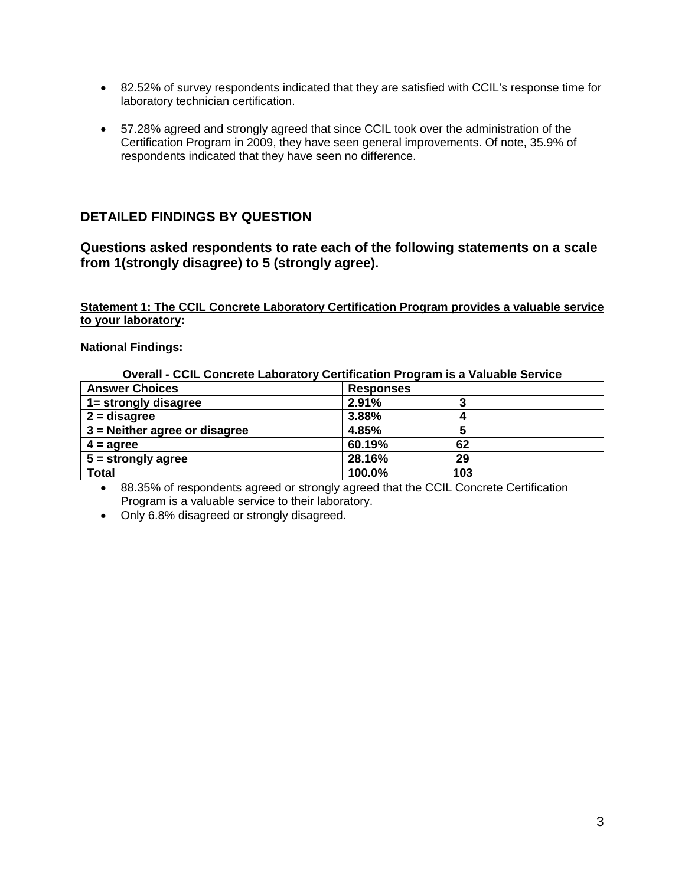- 82.52% of survey respondents indicated that they are satisfied with CCIL's response time for laboratory technician certification.

- 57.28% agreed and strongly agreed that since CCIL took over the administration of the Certification Program in 2009, they have seen general improvements. Of note, 35.9% of respondents indicated that they have seen no difference.

## DETAILED FINDINGS BY QUESTION

### Questions asked respondents to rate each of the following statements on a scale from 1(strongly disagree) to 5 (strongly agree).

**Statement 1: The CCIL Concrete Laboratory Certification Program provides a valuable service to your laboratory:**

**National Findings:**

**Overall - CCIL Concrete Laboratory Certification Program is a Valuable Service**

| Answer Choices | Responses | |
|---|---|---|
| 1= strongly disagree | 2.91% | 3 |
| 2 = disagree | 3.88% | 4 |
| 3 = Neither agree or disagree | 4.85% | 5 |
| 4 = agree | 60.19% | 62 |
| 5 = strongly agree | 28.16% | 29 |
| Total | 100.0% | 103 |

- 88.35% of respondents agreed or strongly agreed that the CCIL Concrete Certification Program is a valuable service to their laboratory.
- Only 6.8% disagreed or strongly disagreed.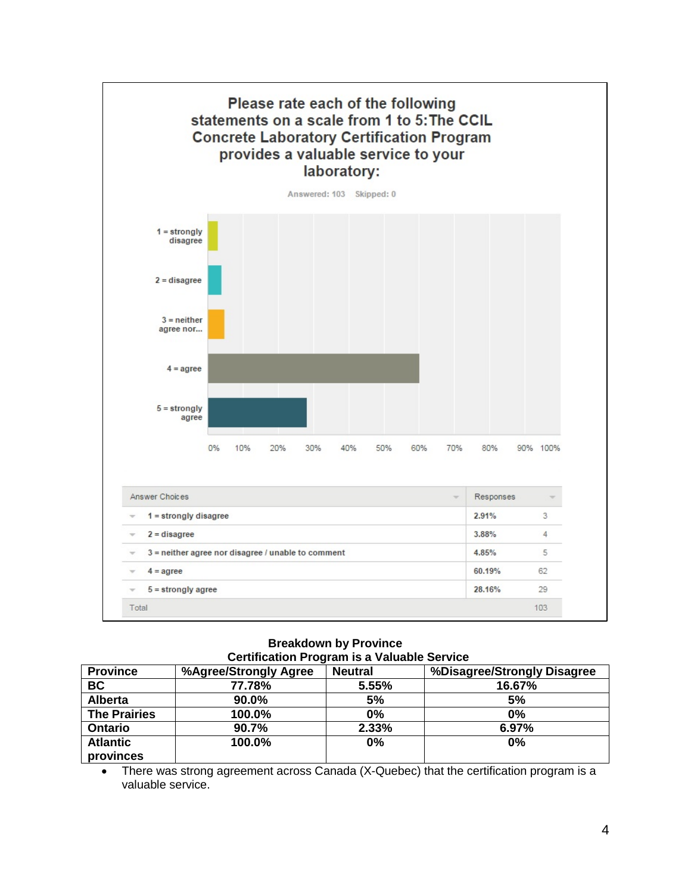### Please rate each of the following statements on a scale from 1 to 5: The CCIL Concrete Laboratory Certification Program provides a valuable service to your laboratory:

Answered: 103 Skipped: 0

| Answer Choices | Responses | |
|---|---|---|
| 1 = strongly disagree | 2.91% | 3 |
| 2 = disagree | 3.88% | 4 |
| 3 = neither agree nor disagree / unable to comment | 4.85% | 5 |
| 4 = agree | 60.19% | 62 |
| 5 = strongly agree | 28.16% | 29 |
| Total | | 103 |

**Breakdown by Province**
**Certification Program is a Valuable Service**

| Province | %Agree/Strongly Agree | Neutral | %Disagree/Strongly Disagree |
|---|---|---|---|
| BC | 77.78% | 5.55% | 16.67% |
| Alberta | 90.0% | 5% | 5% |
| The Prairies | 100.0% | 0% | 0% |
| Ontario | 90.7% | 2.33% | 6.97% |
| Atlantic provinces | 100.0% | 0% | 0% |

- There was strong agreement across Canada (X-Quebec) that the certification program is a valuable service.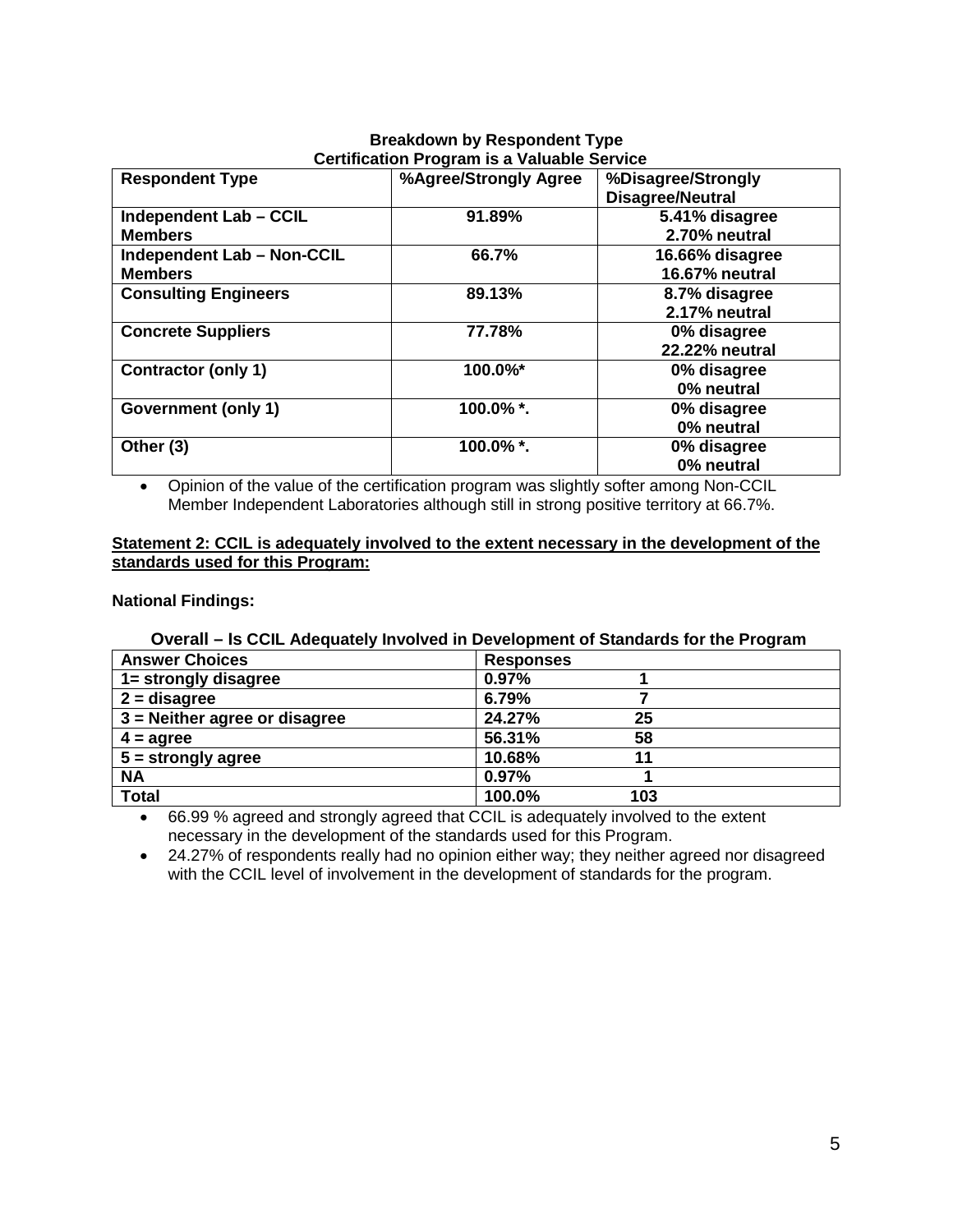**Breakdown by Respondent Type**
**Certification Program is a Valuable Service**

| Respondent Type | %Agree/Strongly Agree | %Disagree/Strongly Disagree/Neutral |
|---|---|---|
| Independent Lab – CCIL Members | 91.89% | 5.41% disagree 2.70% neutral |
| Independent Lab – Non-CCIL Members | 66.7% | 16.66% disagree 16.67% neutral |
| Consulting Engineers | 89.13% | 8.7% disagree 2.17% neutral |
| Concrete Suppliers | 77.78% | 0% disagree 22.22% neutral |
| Contractor (only 1) | 100.0%* | 0% disagree 0% neutral |
| Government (only 1) | 100.0% *. | 0% disagree 0% neutral |
| Other (3) | 100.0% *. | 0% disagree 0% neutral |

- Opinion of the value of the certification program was slightly softer among Non-CCIL Member Independent Laboratories although still in strong positive territory at 66.7%.

**Statement 2: CCIL is adequately involved to the extent necessary in the development of the standards used for this Program:**

**National Findings:**

**Overall – Is CCIL Adequately Involved in Development of Standards for the Program**

| Answer Choices | Responses | |
|---|---|---|
| 1= strongly disagree | 0.97% | 1 |
| 2 = disagree | 6.79% | 7 |
| 3 = Neither agree or disagree | 24.27% | 25 |
| 4 = agree | 56.31% | 58 |
| 5 = strongly agree | 10.68% | 11 |
| NA | 0.97% | 1 |
| Total | 100.0% | 103 |

- 66.99 % agreed and strongly agreed that CCIL is adequately involved to the extent necessary in the development of the standards used for this Program.
- 24.27% of respondents really had no opinion either way; they neither agreed nor disagreed with the CCIL level of involvement in the development of standards for the program.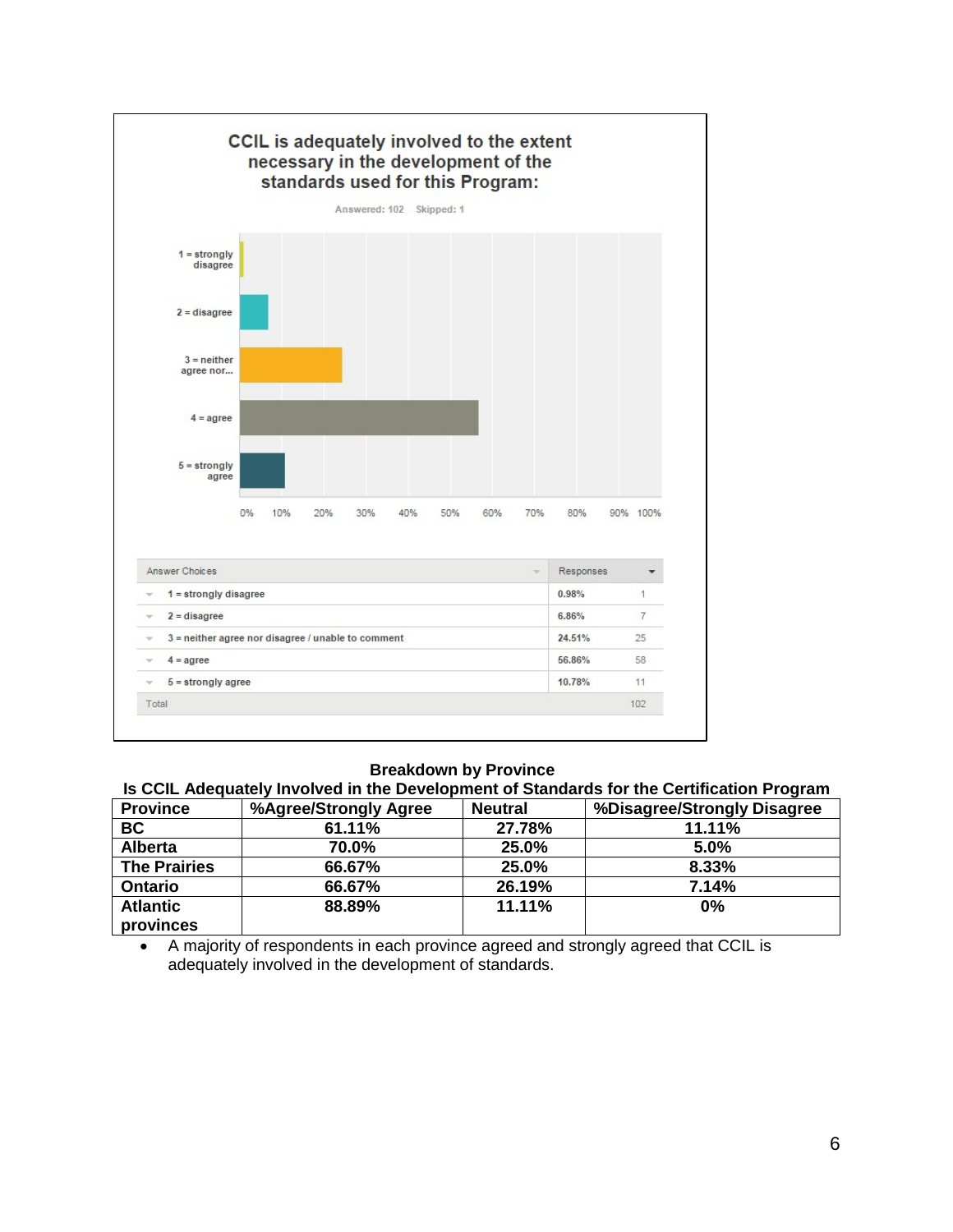**CCIL is adequately involved to the extent necessary in the development of the standards used for this Program:**

Answered: 102 Skipped: 1

| Answer Choices | Responses | |
|---|---|---|
| 1 = strongly disagree | 0.98% | 1 |
| 2 = disagree | 6.86% | 7 |
| 3 = neither agree nor disagree / unable to comment | 24.51% | 25 |
| 4 = agree | 56.86% | 58 |
| 5 = strongly agree | 10.78% | 11 |
| Total | | 102 |

**Breakdown by Province**

**Is CCIL Adequately Involved in the Development of Standards for the Certification Program**

| Province | %Agree/Strongly Agree | Neutral | %Disagree/Strongly Disagree |
|---|---|---|---|
| BC | 61.11% | 27.78% | 11.11% |
| Alberta | 70.0% | 25.0% | 5.0% |
| The Prairies | 66.67% | 25.0% | 8.33% |
| Ontario | 66.67% | 26.19% | 7.14% |
| Atlantic provinces | 88.89% | 11.11% | 0% |

- A majority of respondents in each province agreed and strongly agreed that CCIL is adequately involved in the development of standards.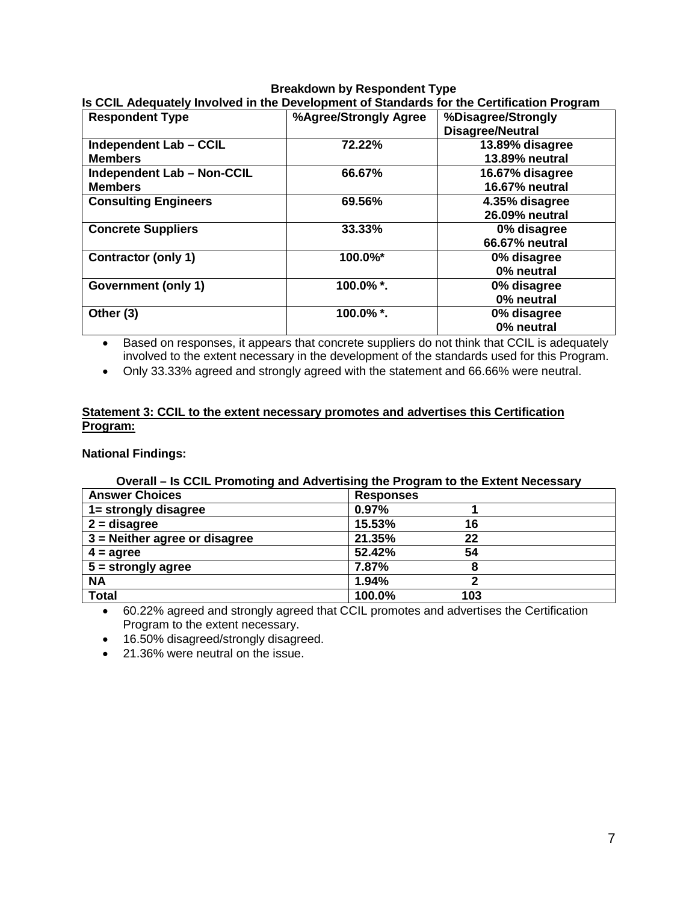**Breakdown by Respondent Type**

**Is CCIL Adequately Involved in the Development of Standards for the Certification Program**

| Respondent Type | %Agree/Strongly Agree | %Disagree/Strongly Disagree/Neutral |
|---|---|---|
| Independent Lab – CCIL Members | 72.22% | 13.89% disagree<br>13.89% neutral |
| Independent Lab – Non-CCIL Members | 66.67% | 16.67% disagree<br>16.67% neutral |
| Consulting Engineers | 69.56% | 4.35% disagree<br>26.09% neutral |
| Concrete Suppliers | 33.33% | 0% disagree<br>66.67% neutral |
| Contractor (only 1) | 100.0%* | 0% disagree<br>0% neutral |
| Government (only 1) | 100.0% *. | 0% disagree<br>0% neutral |
| Other (3) | 100.0% *. | 0% disagree<br>0% neutral |

- Based on responses, it appears that concrete suppliers do not think that CCIL is adequately involved to the extent necessary in the development of the standards used for this Program.
- Only 33.33% agreed and strongly agreed with the statement and 66.66% were neutral.

**Statement 3: CCIL to the extent necessary promotes and advertises this Certification Program:**

**National Findings:**

**Overall – Is CCIL Promoting and Advertising the Program to the Extent Necessary**

| Answer Choices | Responses | |
|---|---|---|
| 1= strongly disagree | 0.97% | 1 |
| 2 = disagree | 15.53% | 16 |
| 3 = Neither agree or disagree | 21.35% | 22 |
| 4 = agree | 52.42% | 54 |
| 5 = strongly agree | 7.87% | 8 |
| NA | 1.94% | 2 |
| Total | 100.0% | 103 |

- 60.22% agreed and strongly agreed that CCIL promotes and advertises the Certification Program to the extent necessary.
- 16.50% disagreed/strongly disagreed.
- 21.36% were neutral on the issue.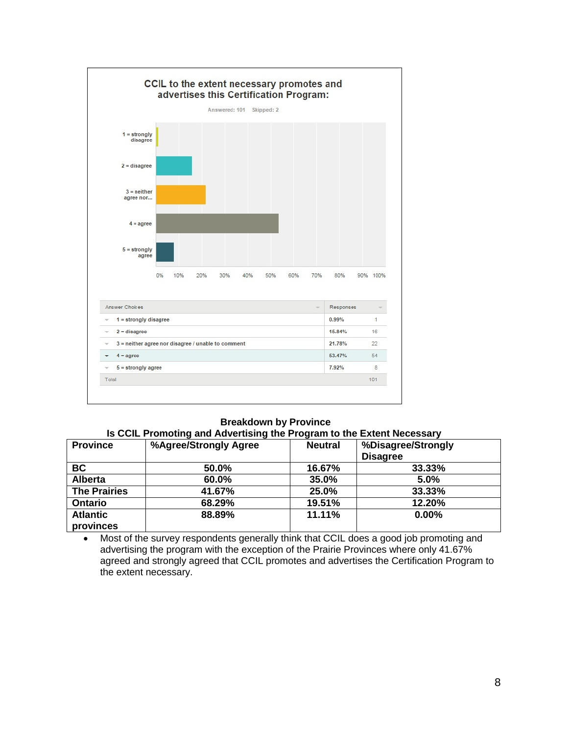**CCIL to the extent necessary promotes and advertises this Certification Program:**

Answered: 101 Skipped: 2

| Answer Choices | Responses | |
|---|---|---|
| 1 = strongly disagree | 0.99% | 1 |
| 2 = disagree | 15.84% | 16 |
| 3 = neither agree nor disagree / unable to comment | 21.78% | 22 |
| 4 = agree | 53.47% | 54 |
| 5 = strongly agree | 7.92% | 8 |
| Total | | 101 |

**Breakdown by Province**
**Is CCIL Promoting and Advertising the Program to the Extent Necessary**

| Province | %Agree/Strongly Agree | Neutral | %Disagree/Strongly Disagree |
|---|---|---|---|
| BC | 50.0% | 16.67% | 33.33% |
| Alberta | 60.0% | 35.0% | 5.0% |
| The Prairies | 41.67% | 25.0% | 33.33% |
| Ontario | 68.29% | 19.51% | 12.20% |
| Atlantic provinces | 88.89% | 11.11% | 0.00% |

- Most of the survey respondents generally think that CCIL does a good job promoting and advertising the program with the exception of the Prairie Provinces where only 41.67% agreed and strongly agreed that CCIL promotes and advertises the Certification Program to the extent necessary.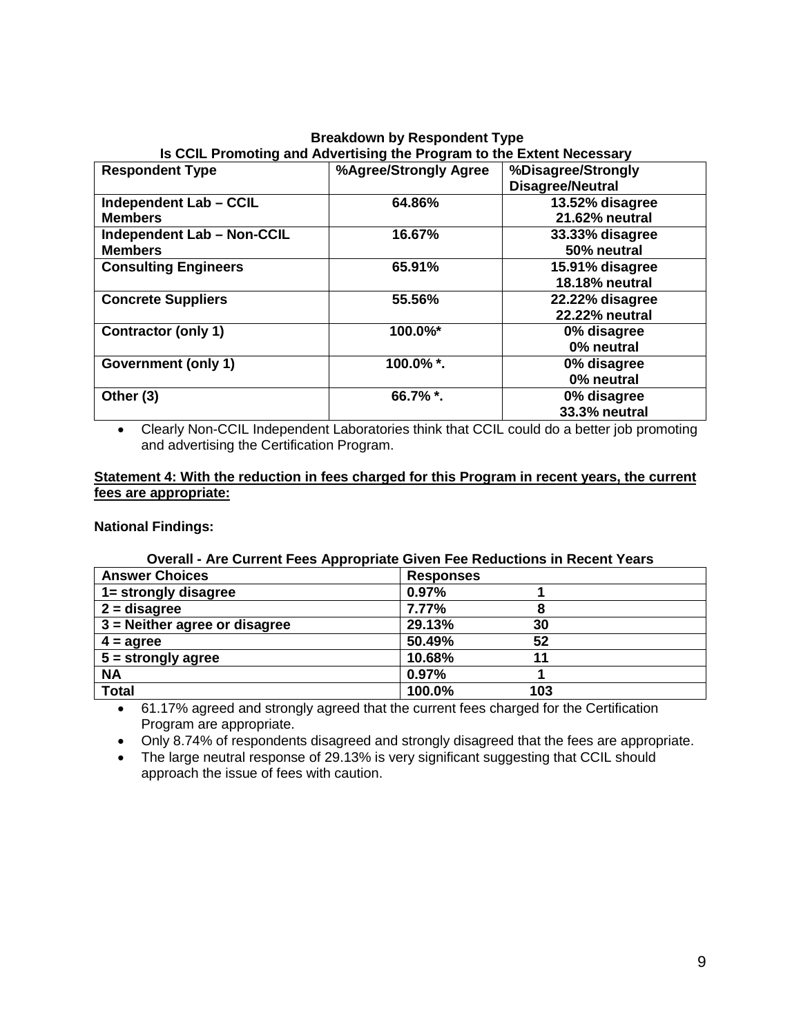**Breakdown by Respondent Type**
**Is CCIL Promoting and Advertising the Program to the Extent Necessary**

| Respondent Type | %Agree/Strongly Agree | %Disagree/Strongly Disagree/Neutral |
|---|---|---|
| **Independent Lab – CCIL Members** | **64.86%** | **13.52% disagree 21.62% neutral** |
| **Independent Lab – Non-CCIL Members** | **16.67%** | **33.33% disagree 50% neutral** |
| **Consulting Engineers** | **65.91%** | **15.91% disagree 18.18% neutral** |
| **Concrete Suppliers** | **55.56%** | **22.22% disagree 22.22% neutral** |
| **Contractor (only 1)** | **100.0%*** | **0% disagree 0% neutral** |
| **Government (only 1)** | **100.0% *.** | **0% disagree 0% neutral** |
| **Other (3)** | **66.7% *.** | **0% disagree 33.3% neutral** |

- Clearly Non-CCIL Independent Laboratories think that CCIL could do a better job promoting and advertising the Certification Program.

**Statement 4: With the reduction in fees charged for this Program in recent years, the current fees are appropriate:**

**National Findings:**

**Overall - Are Current Fees Appropriate Given Fee Reductions in Recent Years**

| Answer Choices | Responses | |
|---|---|---|
| **1= strongly disagree** | **0.97%** | **1** |
| **2 = disagree** | **7.77%** | **8** |
| **3 = Neither agree or disagree** | **29.13%** | **30** |
| **4 = agree** | **50.49%** | **52** |
| **5 = strongly agree** | **10.68%** | **11** |
| **NA** | **0.97%** | **1** |
| **Total** | **100.0%** | **103** |

- 61.17% agreed and strongly agreed that the current fees charged for the Certification Program are appropriate.
- Only 8.74% of respondents disagreed and strongly disagreed that the fees are appropriate.
- The large neutral response of 29.13% is very significant suggesting that CCIL should approach the issue of fees with caution.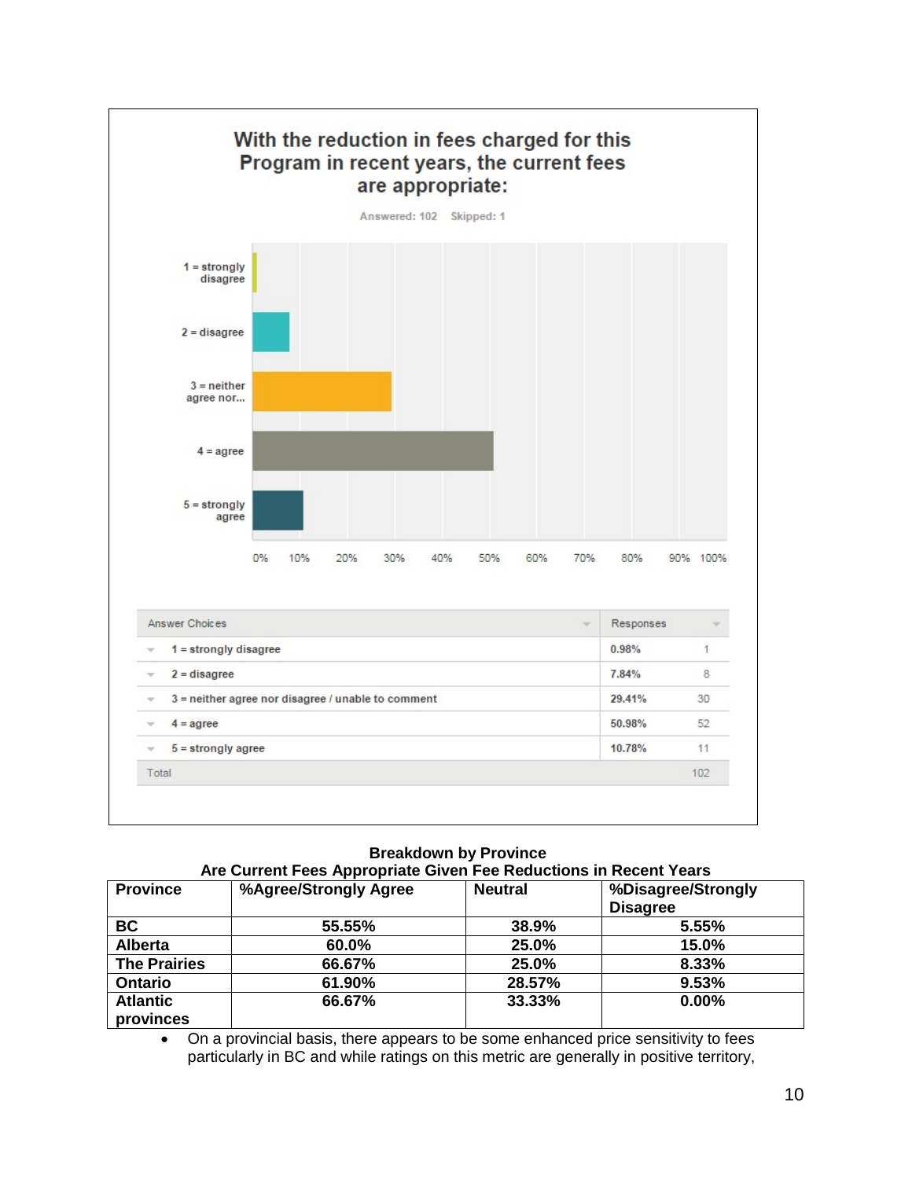**With the reduction in fees charged for this Program in recent years, the current fees are appropriate:**

Answered: 102 Skipped: 1

| Answer Choices | Responses | |
|---|---|---|
| 1 = strongly disagree | 0.98% | 1 |
| 2 = disagree | 7.84% | 8 |
| 3 = neither agree nor disagree / unable to comment | 29.41% | 30 |
| 4 = agree | 50.98% | 52 |
| 5 = strongly agree | 10.78% | 11 |
| Total | | 102 |

**Breakdown by Province**
**Are Current Fees Appropriate Given Fee Reductions in Recent Years**

| Province | %Agree/Strongly Agree | Neutral | %Disagree/Strongly Disagree |
|---|---|---|---|
| BC | 55.55% | 38.9% | 5.55% |
| Alberta | 60.0% | 25.0% | 15.0% |
| The Prairies | 66.67% | 25.0% | 8.33% |
| Ontario | 61.90% | 28.57% | 9.53% |
| Atlantic provinces | 66.67% | 33.33% | 0.00% |

- On a provincial basis, there appears to be some enhanced price sensitivity to fees particularly in BC and while ratings on this metric are generally in positive territory,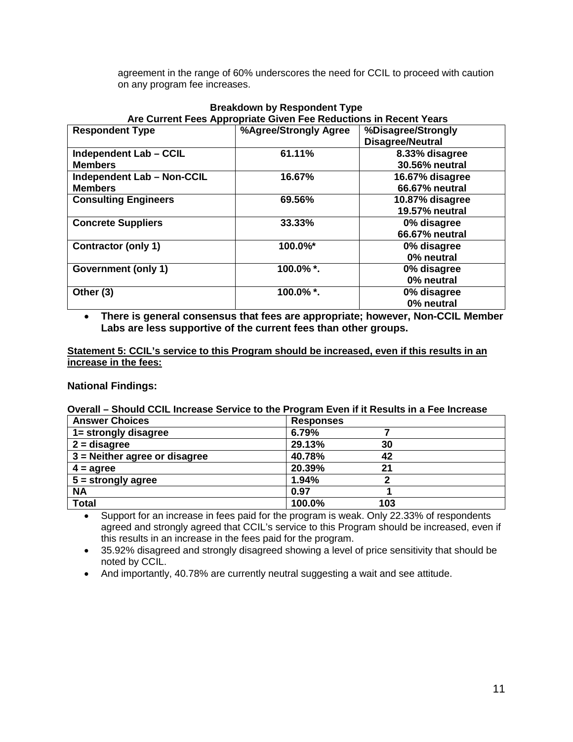agreement in the range of 60% underscores the need for CCIL to proceed with caution on any program fee increases.

**Breakdown by Respondent Type**
**Are Current Fees Appropriate Given Fee Reductions in Recent Years**

| Respondent Type | %Agree/Strongly Agree | %Disagree/Strongly Disagree/Neutral |
|---|---|---|
| **Independent Lab – CCIL Members** | **61.11%** | **8.33% disagree 30.56% neutral** |
| **Independent Lab – Non-CCIL Members** | **16.67%** | **16.67% disagree 66.67% neutral** |
| **Consulting Engineers** | **69.56%** | **10.87% disagree 19.57% neutral** |
| **Concrete Suppliers** | **33.33%** | **0% disagree 66.67% neutral** |
| **Contractor (only 1)** | **100.0%*** | **0% disagree 0% neutral** |
| **Government (only 1)** | **100.0% *.** | **0% disagree 0% neutral** |
| **Other (3)** | **100.0% *.** | **0% disagree 0% neutral** |

- **There is general consensus that fees are appropriate; however, Non-CCIL Member Labs are less supportive of the current fees than other groups.**

**Statement 5: CCIL's service to this Program should be increased, even if this results in an increase in the fees:**

**National Findings:**

**Overall – Should CCIL Increase Service to the Program Even if it Results in a Fee Increase**

| Answer Choices | Responses | |
|---|---|---|
| **1= strongly disagree** | **6.79%** | **7** |
| **2 = disagree** | **29.13%** | **30** |
| **3 = Neither agree or disagree** | **40.78%** | **42** |
| **4 = agree** | **20.39%** | **21** |
| **5 = strongly agree** | **1.94%** | **2** |
| **NA** | **0.97** | **1** |
| **Total** | **100.0%** | **103** |

- Support for an increase in fees paid for the program is weak. Only 22.33% of respondents agreed and strongly agreed that CCIL's service to this Program should be increased, even if this results in an increase in the fees paid for the program.
- 35.92% disagreed and strongly disagreed showing a level of price sensitivity that should be noted by CCIL.
- And importantly, 40.78% are currently neutral suggesting a wait and see attitude.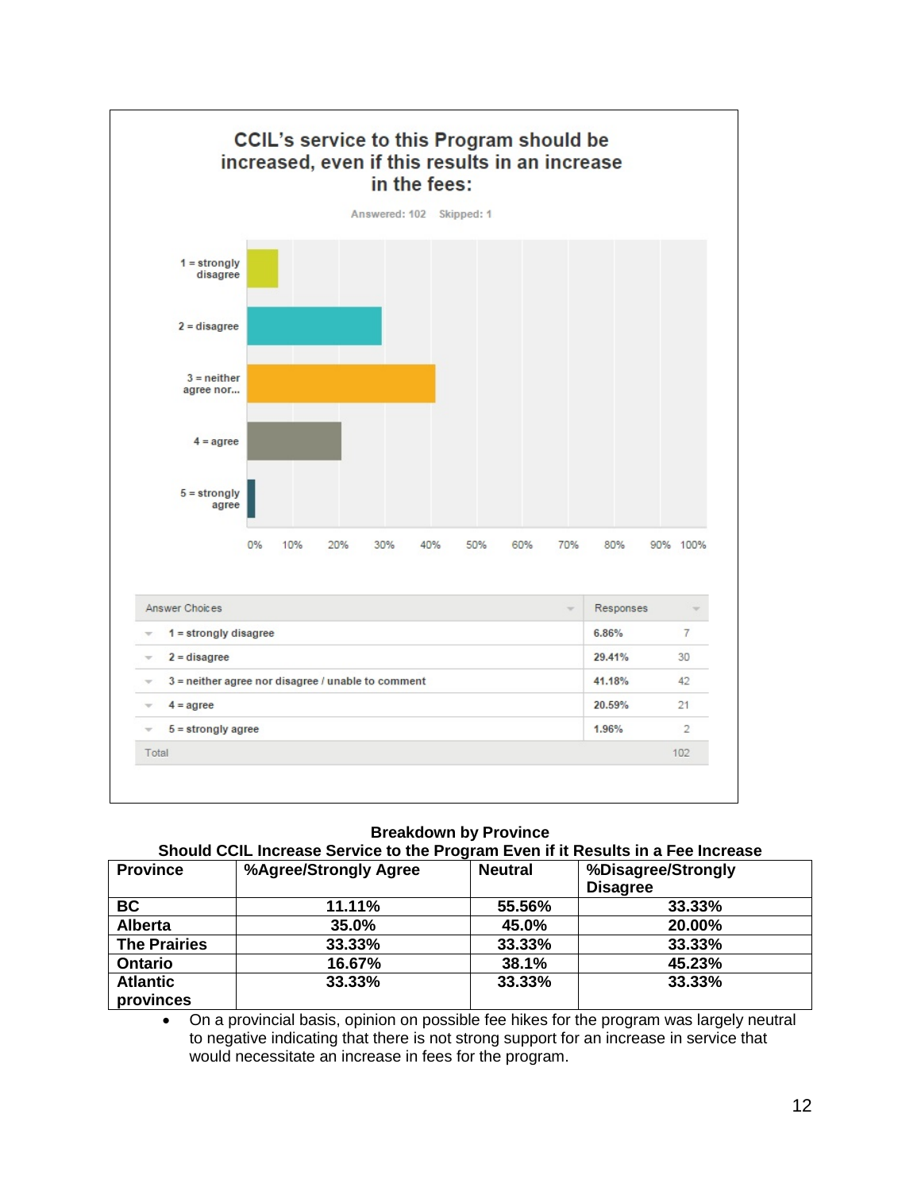## CCIL's service to this Program should be increased, even if this results in an increase in the fees:

Answered: 102 Skipped: 1

| Answer Choices | Responses | |
|---|---|---|
| 1 = strongly disagree | 6.86% | 7 |
| 2 = disagree | 29.41% | 30 |
| 3 = neither agree nor disagree / unable to comment | 41.18% | 42 |
| 4 = agree | 20.59% | 21 |
| 5 = strongly agree | 1.96% | 2 |
| Total | | 102 |

**Breakdown by Province**

**Should CCIL Increase Service to the Program Even if it Results in a Fee Increase**

| Province | %Agree/Strongly Agree | Neutral | %Disagree/Strongly Disagree |
|---|---|---|---|
| **BC** | **11.11%** | **55.56%** | **33.33%** |
| **Alberta** | **35.0%** | **45.0%** | **20.00%** |
| **The Prairies** | **33.33%** | **33.33%** | **33.33%** |
| **Ontario** | **16.67%** | **38.1%** | **45.23%** |
| **Atlantic provinces** | **33.33%** | **33.33%** | **33.33%** |

- On a provincial basis, opinion on possible fee hikes for the program was largely neutral to negative indicating that there is not strong support for an increase in service that would necessitate an increase in fees for the program.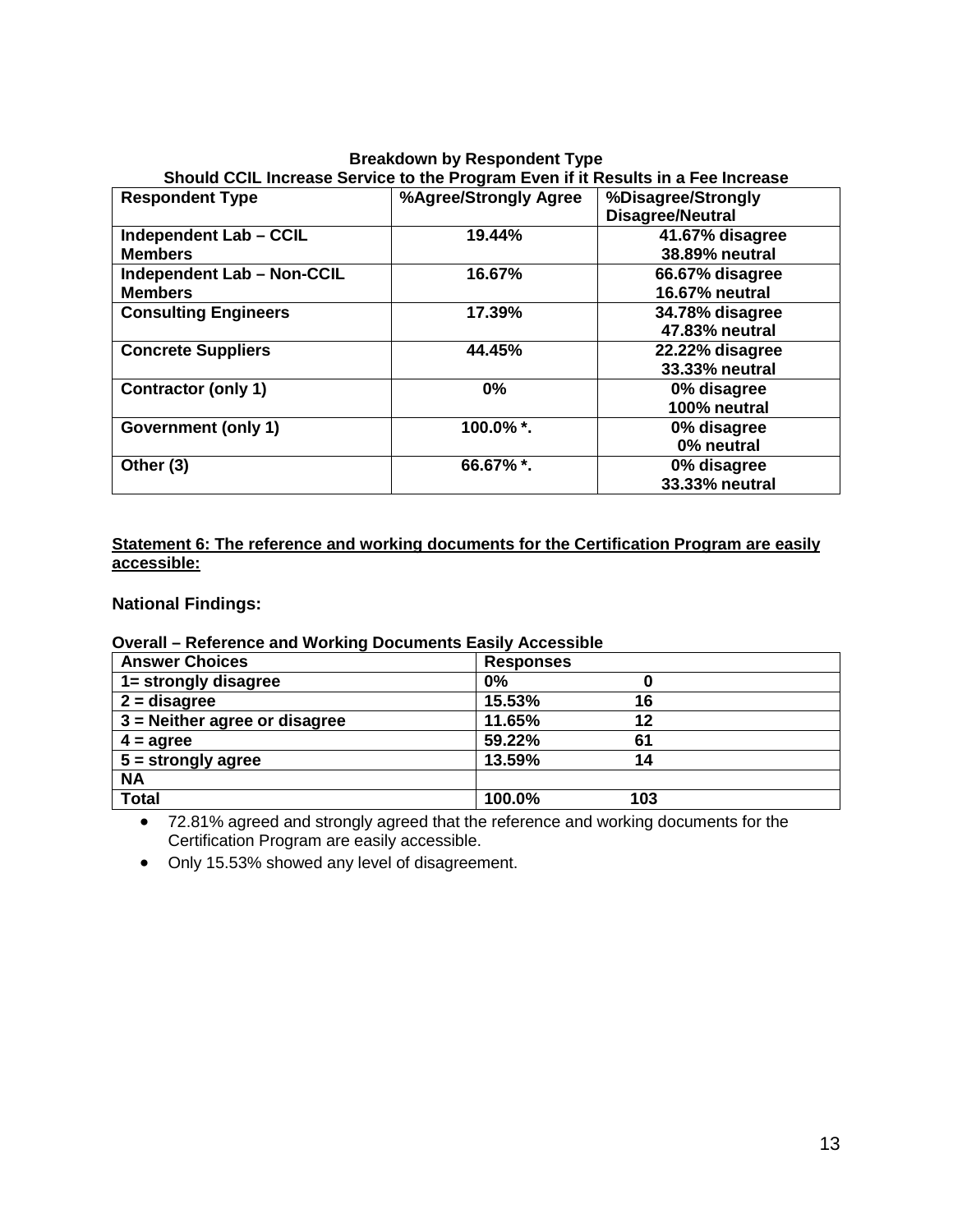**Breakdown by Respondent Type**
**Should CCIL Increase Service to the Program Even if it Results in a Fee Increase**

| Respondent Type | %Agree/Strongly Agree | %Disagree/Strongly Disagree/Neutral |
|---|---|---|
| **Independent Lab – CCIL Members** | **19.44%** | **41.67% disagree 38.89% neutral** |
| **Independent Lab – Non-CCIL Members** | **16.67%** | **66.67% disagree 16.67% neutral** |
| **Consulting Engineers** | **17.39%** | **34.78% disagree 47.83% neutral** |
| **Concrete Suppliers** | **44.45%** | **22.22% disagree 33.33% neutral** |
| **Contractor (only 1)** | **0%** | **0% disagree 100% neutral** |
| **Government (only 1)** | **100.0% *.** | **0% disagree 0% neutral** |
| **Other (3)** | **66.67% *.** | **0% disagree 33.33% neutral** |

**<u>Statement 6: The reference and working documents for the Certification Program are easily accessible:</u>**

### National Findings:

**Overall – Reference and Working Documents Easily Accessible**

| Answer Choices | Responses | |
|---|---|---|
| 1= strongly disagree | 0% | 0 |
| 2 = disagree | 15.53% | 16 |
| 3 = Neither agree or disagree | 11.65% | 12 |
| 4 = agree | 59.22% | 61 |
| 5 = strongly agree | 13.59% | 14 |
| NA | | |
| Total | 100.0% | 103 |

- 72.81% agreed and strongly agreed that the reference and working documents for the Certification Program are easily accessible.
- Only 15.53% showed any level of disagreement.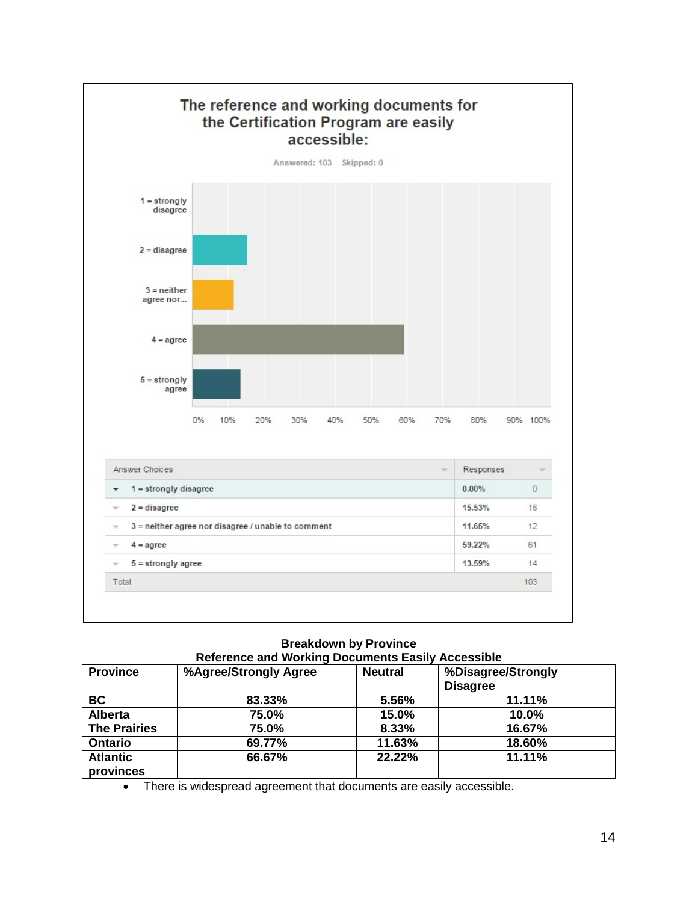### The reference and working documents for the Certification Program are easily accessible:

Answered: 103 Skipped: 0

| Answer Choices | Responses | |
|---|---|---|
| 1 = strongly disagree | 0.00% | 0 |
| 2 = disagree | 15.53% | 16 |
| 3 = neither agree nor disagree / unable to comment | 11.65% | 12 |
| 4 = agree | 59.22% | 61 |
| 5 = strongly agree | 13.59% | 14 |
| Total | | 103 |

**Breakdown by Province**
**Reference and Working Documents Easily Accessible**

| Province | %Agree/Strongly Agree | Neutral | %Disagree/Strongly Disagree |
|---|---|---|---|
| **BC** | **83.33%** | **5.56%** | **11.11%** |
| **Alberta** | **75.0%** | **15.0%** | **10.0%** |
| **The Prairies** | **75.0%** | **8.33%** | **16.67%** |
| **Ontario** | **69.77%** | **11.63%** | **18.60%** |
| **Atlantic provinces** | **66.67%** | **22.22%** | **11.11%** |

- There is widespread agreement that documents are easily accessible.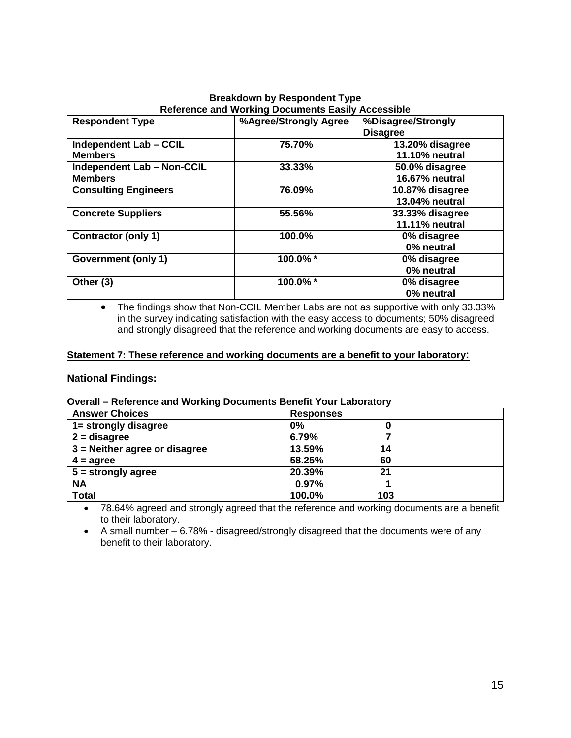**Breakdown by Respondent Type**
**Reference and Working Documents Easily Accessible**

| Respondent Type | %Agree/Strongly Agree | %Disagree/Strongly Disagree |
|---|---|---|
| **Independent Lab – CCIL Members** | **75.70%** | **13.20% disagree 11.10% neutral** |
| **Independent Lab – Non-CCIL Members** | **33.33%** | **50.0% disagree 16.67% neutral** |
| **Consulting Engineers** | **76.09%** | **10.87% disagree 13.04% neutral** |
| **Concrete Suppliers** | **55.56%** | **33.33% disagree 11.11% neutral** |
| **Contractor (only 1)** | **100.0%** | **0% disagree 0% neutral** |
| **Government (only 1)** | **100.0% *** | **0% disagree 0% neutral** |
| **Other (3)** | **100.0% *** | **0% disagree 0% neutral** |

- The findings show that Non-CCIL Member Labs are not as supportive with only 33.33% in the survey indicating satisfaction with the easy access to documents; 50% disagreed and strongly disagreed that the reference and working documents are easy to access.

**Statement 7: These reference and working documents are a benefit to your laboratory:**

### National Findings:

**Overall – Reference and Working Documents Benefit Your Laboratory**

| Answer Choices | Responses | |
|---|---|---|
| **1= strongly disagree** | **0%** | **0** |
| **2 = disagree** | **6.79%** | **7** |
| **3 = Neither agree or disagree** | **13.59%** | **14** |
| **4 = agree** | **58.25%** | **60** |
| **5 = strongly agree** | **20.39%** | **21** |
| **NA** | **0.97%** | **1** |
| **Total** | **100.0%** | **103** |

- 78.64% agreed and strongly agreed that the reference and working documents are a benefit to their laboratory.
- A small number – 6.78% - disagreed/strongly disagreed that the documents were of any benefit to their laboratory.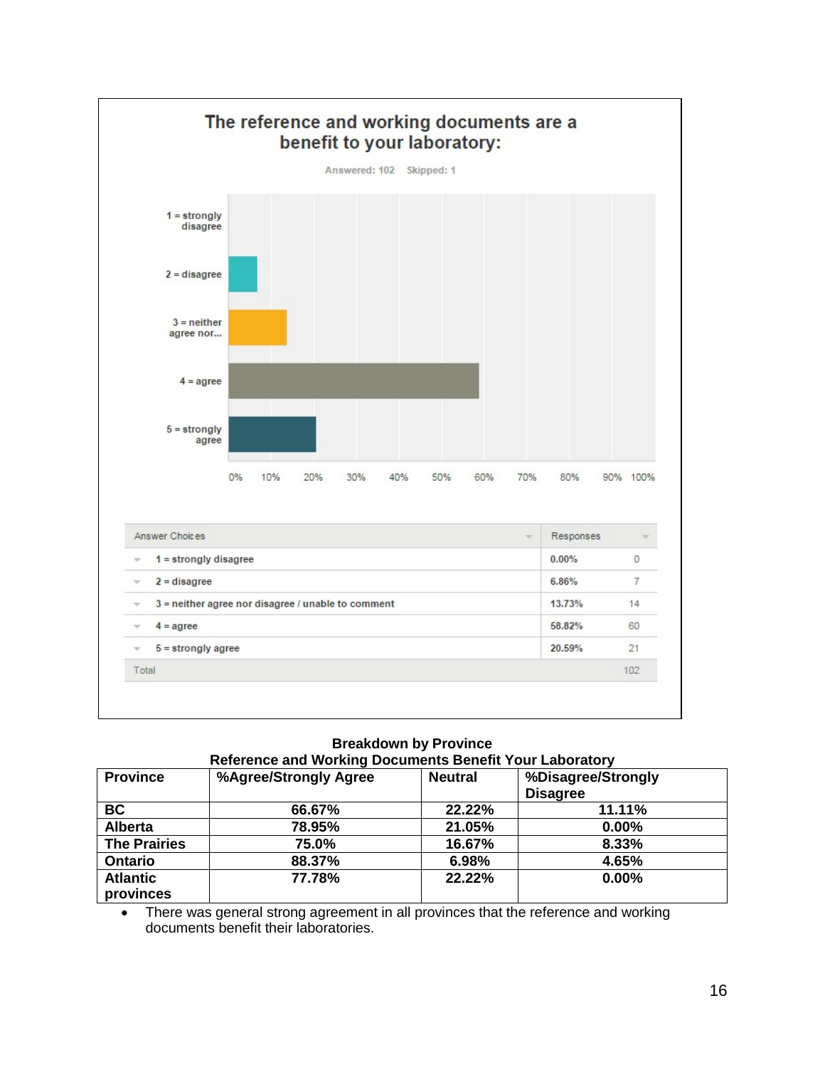## The reference and working documents are a benefit to your laboratory:

Answered: 102 Skipped: 1

| Answer Choices | Responses | |
|---|---|---|
| 1 = strongly disagree | 0.00% | 0 |
| 2 = disagree | 6.86% | 7 |
| 3 = neither agree nor disagree / unable to comment | 13.73% | 14 |
| 4 = agree | 58.82% | 60 |
| 5 = strongly agree | 20.59% | 21 |
| Total | | 102 |

**Breakdown by Province**
**Reference and Working Documents Benefit Your Laboratory**

| Province | %Agree/Strongly Agree | Neutral | %Disagree/Strongly Disagree |
|---|---|---|---|
| BC | 66.67% | 22.22% | 11.11% |
| Alberta | 78.95% | 21.05% | 0.00% |
| The Prairies | 75.0% | 16.67% | 8.33% |
| Ontario | 88.37% | 6.98% | 4.65% |
| Atlantic provinces | 77.78% | 22.22% | 0.00% |

- There was general strong agreement in all provinces that the reference and working documents benefit their laboratories.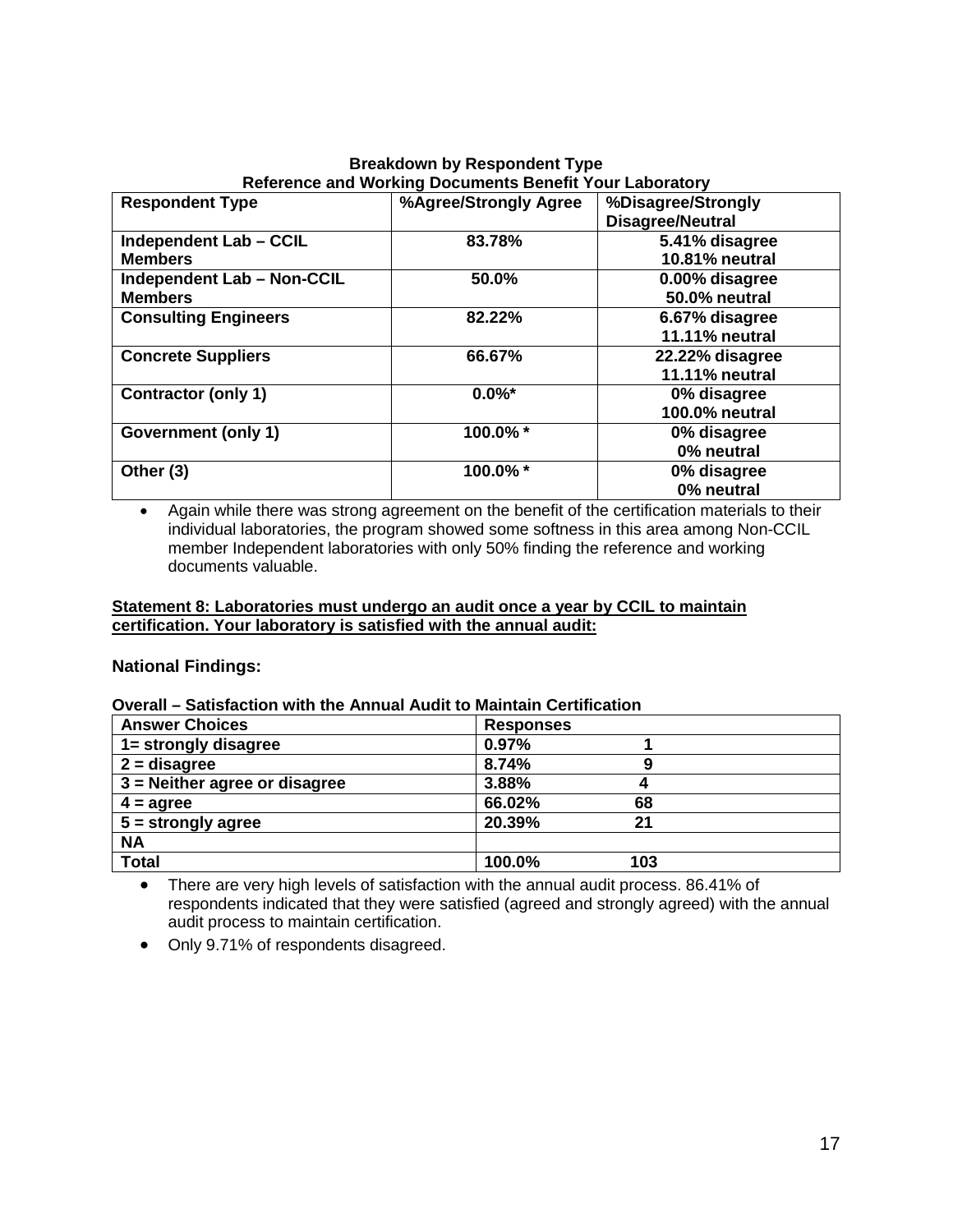**Breakdown by Respondent Type**
**Reference and Working Documents Benefit Your Laboratory**

| Respondent Type | %Agree/Strongly Agree | %Disagree/Strongly Disagree/Neutral |
|---|---|---|
| Independent Lab – CCIL Members | 83.78% | 5.41% disagree<br>10.81% neutral |
| Independent Lab – Non-CCIL Members | 50.0% | 0.00% disagree<br>50.0% neutral |
| Consulting Engineers | 82.22% | 6.67% disagree<br>11.11% neutral |
| Concrete Suppliers | 66.67% | 22.22% disagree<br>11.11% neutral |
| Contractor (only 1) | 0.0%* | 0% disagree<br>100.0% neutral |
| Government (only 1) | 100.0% * | 0% disagree<br>0% neutral |
| Other (3) | 100.0% * | 0% disagree<br>0% neutral |

- Again while there was strong agreement on the benefit of the certification materials to their individual laboratories, the program showed some softness in this area among Non-CCIL member Independent laboratories with only 50% finding the reference and working documents valuable.

**Statement 8: Laboratories must undergo an audit once a year by CCIL to maintain certification. Your laboratory is satisfied with the annual audit:**

**National Findings:**

**Overall – Satisfaction with the Annual Audit to Maintain Certification**

| Answer Choices | Responses | |
|---|---|---|
| 1= strongly disagree | 0.97% | 1 |
| 2 = disagree | 8.74% | 9 |
| 3 = Neither agree or disagree | 3.88% | 4 |
| 4 = agree | 66.02% | 68 |
| 5 = strongly agree | 20.39% | 21 |
| NA | | |
| Total | 100.0% | 103 |

- There are very high levels of satisfaction with the annual audit process. 86.41% of respondents indicated that they were satisfied (agreed and strongly agreed) with the annual audit process to maintain certification.
- Only 9.71% of respondents disagreed.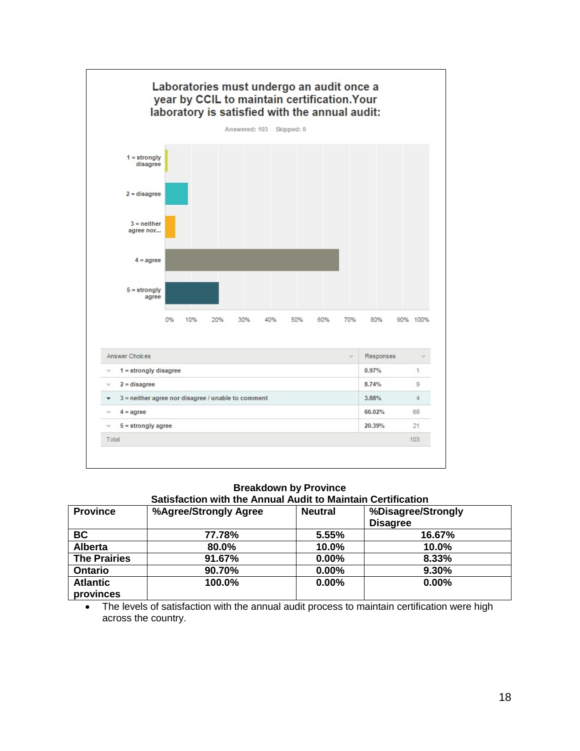**Laboratories must undergo an audit once a year by CCIL to maintain certification.Your laboratory is satisfied with the annual audit:**

Answered: 103 Skipped: 0

| Answer Choices | Responses | |
|---|---|---|
| 1 = strongly disagree | 0.97% | 1 |
| 2 = disagree | 8.74% | 9 |
| 3 = neither agree nor disagree / unable to comment | 3.88% | 4 |
| 4 = agree | 66.02% | 68 |
| 5 = strongly agree | 20.39% | 21 |
| Total | | 103 |

**Breakdown by Province**
**Satisfaction with the Annual Audit to Maintain Certification**

| Province | %Agree/Strongly Agree | Neutral | %Disagree/Strongly Disagree |
|---|---|---|---|
| BC | 77.78% | 5.55% | 16.67% |
| Alberta | 80.0% | 10.0% | 10.0% |
| The Prairies | 91.67% | 0.00% | 8.33% |
| Ontario | 90.70% | 0.00% | 9.30% |
| Atlantic provinces | 100.0% | 0.00% | 0.00% |

- The levels of satisfaction with the annual audit process to maintain certification were high across the country.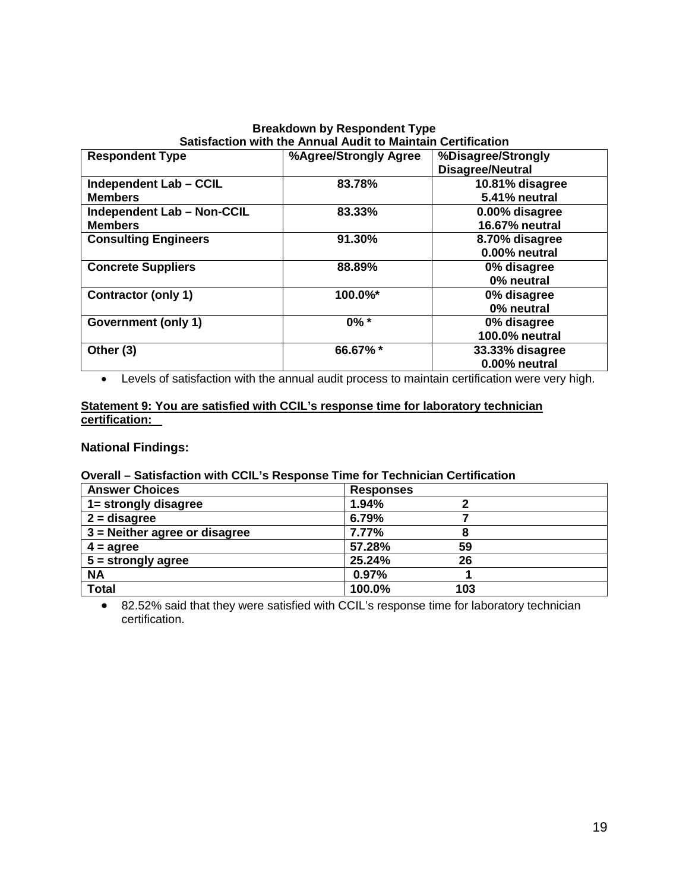**Breakdown by Respondent Type**
**Satisfaction with the Annual Audit to Maintain Certification**

| Respondent Type | %Agree/Strongly Agree | %Disagree/Strongly Disagree/Neutral |
|---|---|---|
| Independent Lab – CCIL Members | 83.78% | 10.81% disagree 5.41% neutral |
| Independent Lab – Non-CCIL Members | 83.33% | 0.00% disagree 16.67% neutral |
| Consulting Engineers | 91.30% | 8.70% disagree 0.00% neutral |
| Concrete Suppliers | 88.89% | 0% disagree 0% neutral |
| Contractor (only 1) | 100.0%* | 0% disagree 0% neutral |
| Government (only 1) | 0% * | 0% disagree 100.0% neutral |
| Other (3) | 66.67% * | 33.33% disagree 0.00% neutral |

- Levels of satisfaction with the annual audit process to maintain certification were very high.

**Statement 9: You are satisfied with CCIL's response time for laboratory technician certification:**

**National Findings:**

**Overall – Satisfaction with CCIL's Response Time for Technician Certification**

| Answer Choices | Responses | |
|---|---|---|
| 1= strongly disagree | 1.94% | 2 |
| 2 = disagree | 6.79% | 7 |
| 3 = Neither agree or disagree | 7.77% | 8 |
| 4 = agree | 57.28% | 59 |
| 5 = strongly agree | 25.24% | 26 |
| NA | 0.97% | 1 |
| Total | 100.0% | 103 |

- 82.52% said that they were satisfied with CCIL's response time for laboratory technician certification.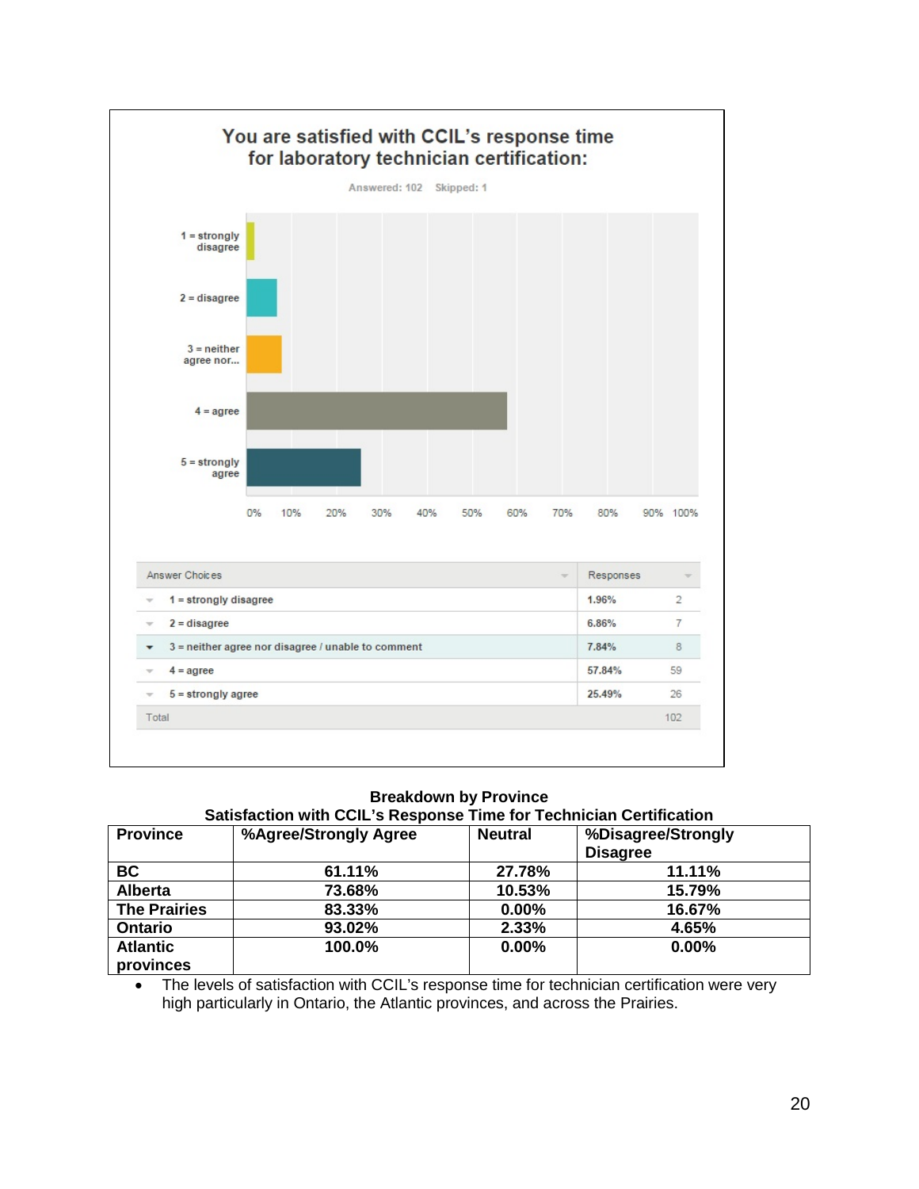## You are satisfied with CCIL's response time for laboratory technician certification:

Answered: 102 Skipped: 1

| Answer Choices | Responses | |
|---|---|---|
| 1 = strongly disagree | 1.96% | 2 |
| 2 = disagree | 6.86% | 7 |
| 3 = neither agree nor disagree / unable to comment | 7.84% | 8 |
| 4 = agree | 57.84% | 59 |
| 5 = strongly agree | 25.49% | 26 |
| Total | | 102 |

**Breakdown by Province**
**Satisfaction with CCIL's Response Time for Technician Certification**

| Province | %Agree/Strongly Agree | Neutral | %Disagree/Strongly Disagree |
|---|---|---|---|
| **BC** | **61.11%** | **27.78%** | **11.11%** |
| **Alberta** | **73.68%** | **10.53%** | **15.79%** |
| **The Prairies** | **83.33%** | **0.00%** | **16.67%** |
| **Ontario** | **93.02%** | **2.33%** | **4.65%** |
| **Atlantic provinces** | **100.0%** | **0.00%** | **0.00%** |

- The levels of satisfaction with CCIL's response time for technician certification were very high particularly in Ontario, the Atlantic provinces, and across the Prairies.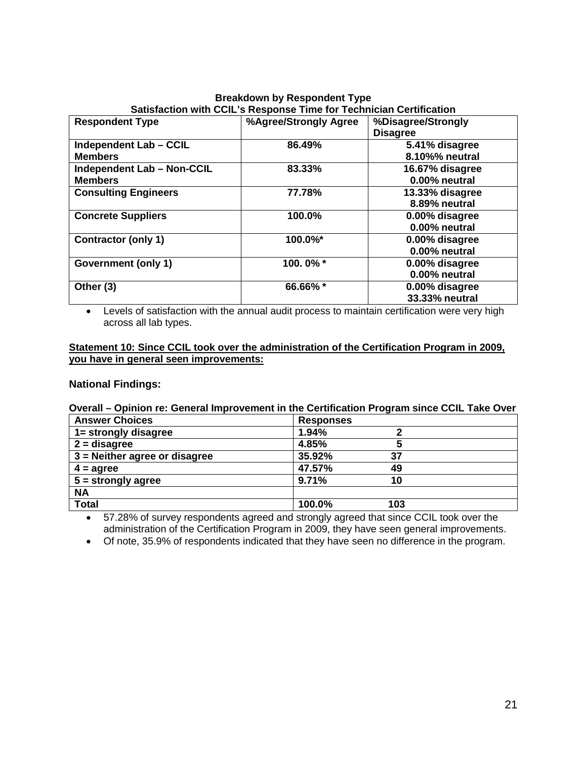**Breakdown by Respondent Type**
**Satisfaction with CCIL's Response Time for Technician Certification**

| Respondent Type | %Agree/Strongly Agree | %Disagree/Strongly Disagree |
|---|---|---|
| **Independent Lab – CCIL Members** | **86.49%** | **5.41% disagree 8.10%% neutral** |
| **Independent Lab – Non-CCIL Members** | **83.33%** | **16.67% disagree 0.00% neutral** |
| **Consulting Engineers** | **77.78%** | **13.33% disagree 8.89% neutral** |
| **Concrete Suppliers** | **100.0%** | **0.00% disagree 0.00% neutral** |
| **Contractor (only 1)** | **100.0%*** | **0.00% disagree 0.00% neutral** |
| **Government (only 1)** | **100. 0% *** | **0.00% disagree 0.00% neutral** |
| **Other (3)** | **66.66% *** | **0.00% disagree 33.33% neutral** |

- Levels of satisfaction with the annual audit process to maintain certification were very high across all lab types.

**Statement 10: Since CCIL took over the administration of the Certification Program in 2009, you have in general seen improvements:**

**National Findings:**

**Overall – Opinion re: General Improvement in the Certification Program since CCIL Take Over**

| Answer Choices | Responses | |
|---|---|---|
| **1= strongly disagree** | **1.94%** | **2** |
| **2 = disagree** | **4.85%** | **5** |
| **3 = Neither agree or disagree** | **35.92%** | **37** |
| **4 = agree** | **47.57%** | **49** |
| **5 = strongly agree** | **9.71%** | **10** |
| **NA** | | |
| **Total** | **100.0%** | **103** |

- 57.28% of survey respondents agreed and strongly agreed that since CCIL took over the administration of the Certification Program in 2009, they have seen general improvements.
- Of note, 35.9% of respondents indicated that they have seen no difference in the program.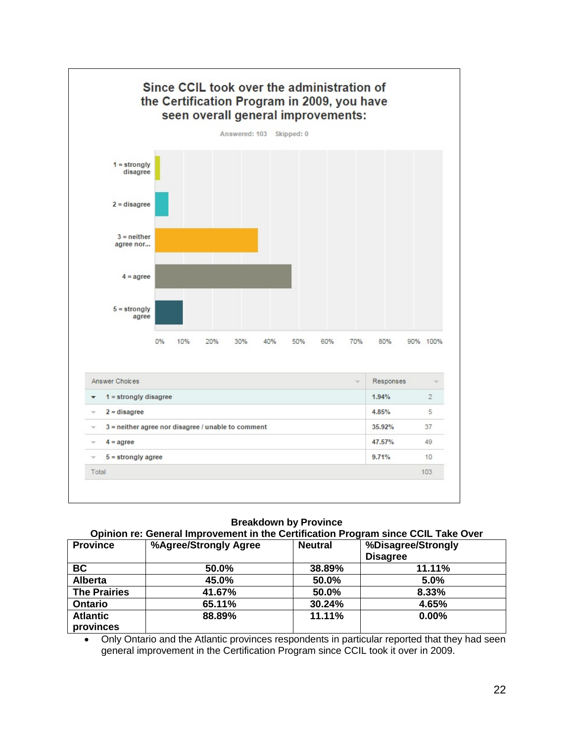## Since CCIL took over the administration of the Certification Program in 2009, you have seen overall general improvements:

Answered: 103 Skipped: 0

| Answer Choices | Responses | |
|---|---|---|
| 1 = strongly disagree | 1.94% | 2 |
| 2 = disagree | 4.85% | 5 |
| 3 = neither agree nor disagree / unable to comment | 35.92% | 37 |
| 4 = agree | 47.57% | 49 |
| 5 = strongly agree | 9.71% | 10 |
| Total | | 103 |

**Breakdown by Province**

**Opinion re: General Improvement in the Certification Program since CCIL Take Over**

| Province | %Agree/Strongly Agree | Neutral | %Disagree/Strongly Disagree |
|---|---|---|---|
| **BC** | **50.0%** | **38.89%** | **11.11%** |
| **Alberta** | **45.0%** | **50.0%** | **5.0%** |
| **The Prairies** | **41.67%** | **50.0%** | **8.33%** |
| **Ontario** | **65.11%** | **30.24%** | **4.65%** |
| **Atlantic provinces** | **88.89%** | **11.11%** | **0.00%** |

- Only Ontario and the Atlantic provinces respondents in particular reported that they had seen general improvement in the Certification Program since CCIL took it over in 2009.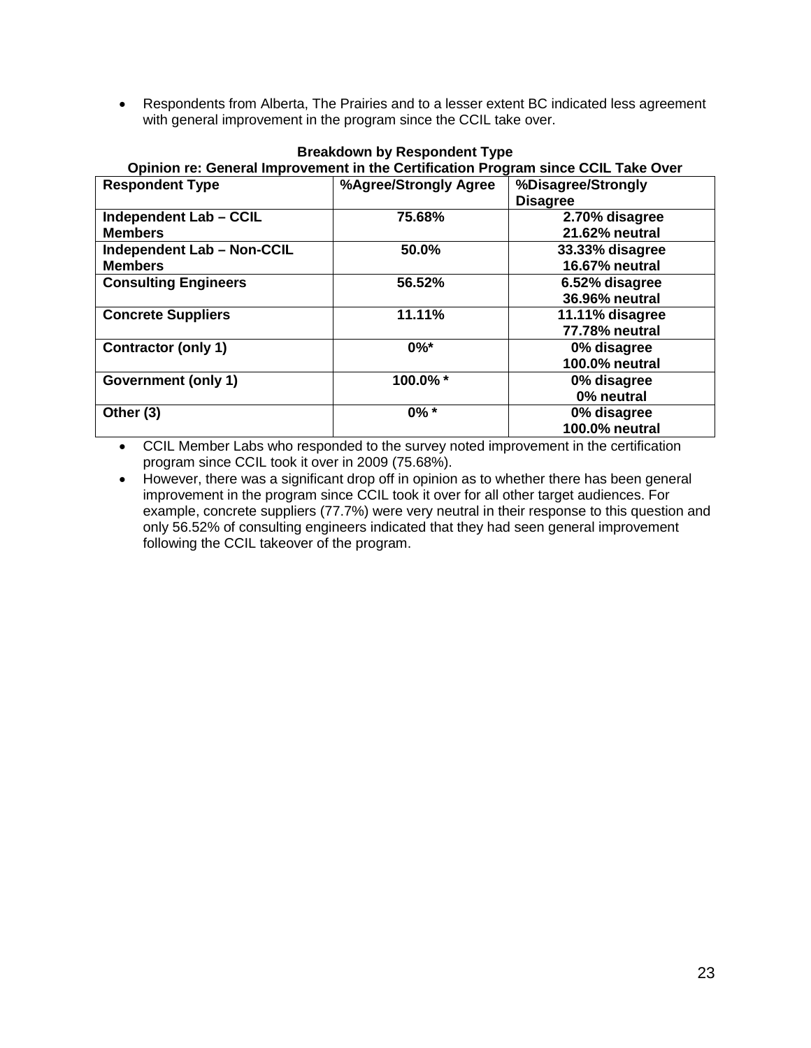- Respondents from Alberta, The Prairies and to a lesser extent BC indicated less agreement with general improvement in the program since the CCIL take over.

**Breakdown by Respondent Type**
**Opinion re: General Improvement in the Certification Program since CCIL Take Over**

| Respondent Type | %Agree/Strongly Agree | %Disagree/Strongly Disagree |
|---|---|---|
| **Independent Lab – CCIL Members** | **75.68%** | **2.70% disagree 21.62% neutral** |
| **Independent Lab – Non-CCIL Members** | **50.0%** | **33.33% disagree 16.67% neutral** |
| **Consulting Engineers** | **56.52%** | **6.52% disagree 36.96% neutral** |
| **Concrete Suppliers** | **11.11%** | **11.11% disagree 77.78% neutral** |
| **Contractor (only 1)** | **0%*** | **0% disagree 100.0% neutral** |
| **Government (only 1)** | **100.0% *** | **0% disagree 0% neutral** |
| **Other (3)** | **0% *** | **0% disagree 100.0% neutral** |

- CCIL Member Labs who responded to the survey noted improvement in the certification program since CCIL took it over in 2009 (75.68%).
- However, there was a significant drop off in opinion as to whether there has been general improvement in the program since CCIL took it over for all other target audiences. For example, concrete suppliers (77.7%) were very neutral in their response to this question and only 56.52% of consulting engineers indicated that they had seen general improvement following the CCIL takeover of the program.